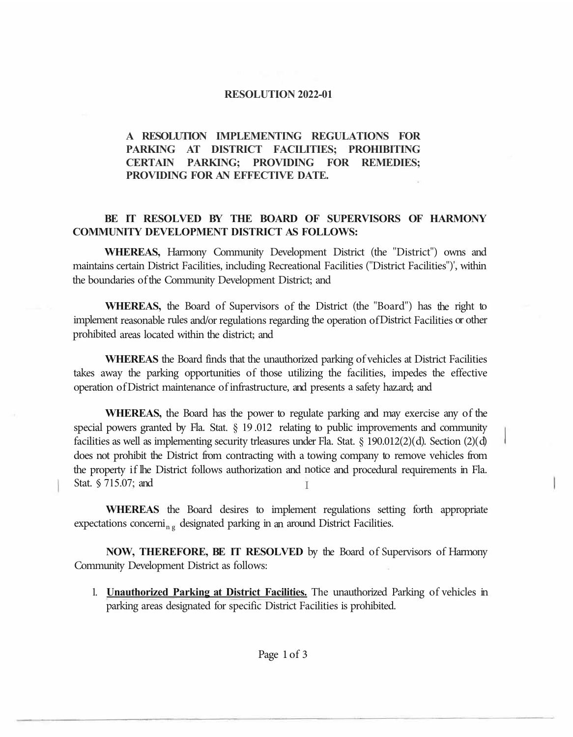**RESOLUTION 2022-01**

**A RESOLUTION IMPLEMENTING REGULATIONS FOR PARKING AT DISTRICT FACILITIES; PROHIBITING CERTAIN PARKING; PROVIDING FOR REMEDIES; PROVIDING FOR AN EFFECTIVE DATE.**

**BE IT RESOLVED BY THE BOARD OF SUPERVISORS OF HARMONY COMMUNITY DEVELOPMENT DISTRICT AS FOLLOWS:**

**WHEREAS,** Harmony Community Development District (the "District") owns and maintains certain District Facilities, including Recreational Facilities ("District Facilities")', within the boundaries of the Community Development District; and

**WHEREAS,** the Board of Supervisors of the District (the "Board") has the right to implement reasonable rules and/or regulations regarding the operation of District Facilities or other prohibited areas located within the district; and

**WHEREAS** the Board finds that the unauthorized parking of vehicles at District Facilities takes away the parking opportunities of those utilizing the facilities, impedes the effective operation of District maintenance of infrastructure, and presents a safety hazard; and

**WHEREAS,** the Board has the power to regulate parking and may exercise any of the special powers granted by Fla. Stat. § 19 .012 relating to public improvements and community facilities as well as implementing security trleasures under Fla. Stat. § 190.012(2)(d). Section (2)(d) does not prohibit the District from contracting with a towing company to remove vehicles from the property if lhe District follows authorization and notice and procedural requirements in Fla. Stat. § 715.07; and

**WHEREAS** the Board desires to implement regulations setting forth appropriate expectations concerning designated parking in an around District Facilities.

**NOW, THEREFORE, BE IT RESOLVED** by the Board of Supervisors of Harmony Community Development District as follows:

1. **Unauthorized Parking at District Facilities.** The unauthorized Parking of vehicles in parking areas designated for specific District Facilities is prohibited.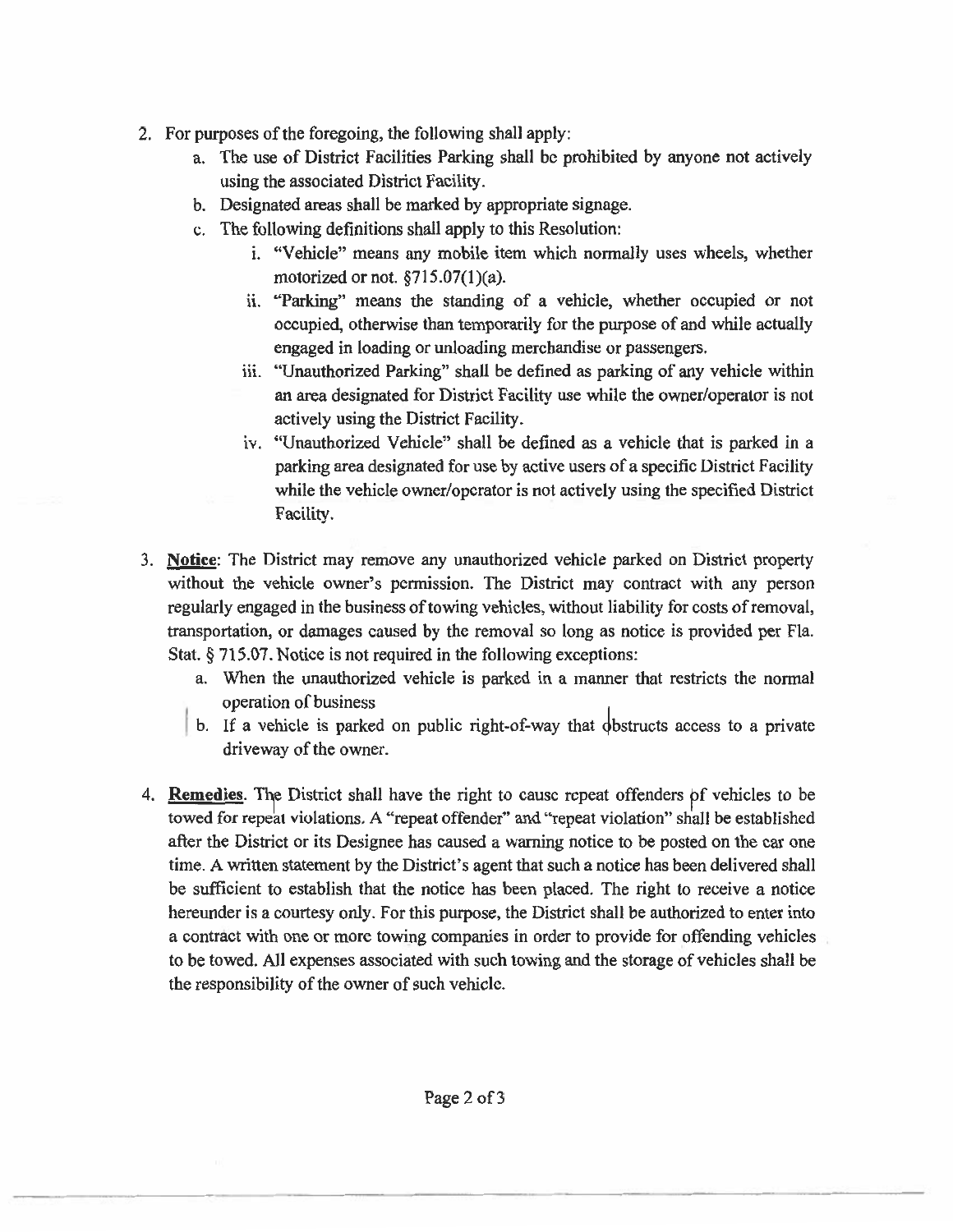2. For purposes of the foregoing, the following shall apply:
   a. The use of District Facilities Parking shall be prohibited by anyone not actively using the associated District Facility.
   b. Designated areas shall be marked by appropriate signage.
   c. The following definitions shall apply to this Resolution:
      i. "Vehicle" means any mobile item which normally uses wheels, whether motorized or not. §715.07(1)(a).
      ii. "Parking" means the standing of a vehicle, whether occupied or not occupied, otherwise than temporarily for the purpose of and while actually engaged in loading or unloading merchandise or passengers.
      iii. "Unauthorized Parking" shall be defined as parking of any vehicle within an area designated for District Facility use while the owner/operator is not actively using the District Facility.
      iv. "Unauthorized Vehicle" shall be defined as a vehicle that is parked in a parking area designated for use by active users of a specific District Facility while the vehicle owner/operator is not actively using the specified District Facility.

3. **Notice**: The District may remove any unauthorized vehicle parked on District property without the vehicle owner's permission. The District may contract with any person regularly engaged in the business of towing vehicles, without liability for costs of removal, transportation, or damages caused by the removal so long as notice is provided per Fla. Stat. § 715.07. Notice is not required in the following exceptions:
   a. When the unauthorized vehicle is parked in a manner that restricts the normal operation of business
   b. If a vehicle is parked on public right-of-way that obstructs access to a private driveway of the owner.

4. **Remedies**. The District shall have the right to cause repeat offenders of vehicles to be towed for repeat violations. A "repeat offender" and "repeat violation" shall be established after the District or its Designee has caused a warning notice to be posted on the car one time. A written statement by the District's agent that such a notice has been delivered shall be sufficient to establish that the notice has been placed. The right to receive a notice hereunder is a courtesy only. For this purpose, the District shall be authorized to enter into a contract with one or more towing companies in order to provide for offending vehicles to be towed. All expenses associated with such towing and the storage of vehicles shall be the responsibility of the owner of such vehicle.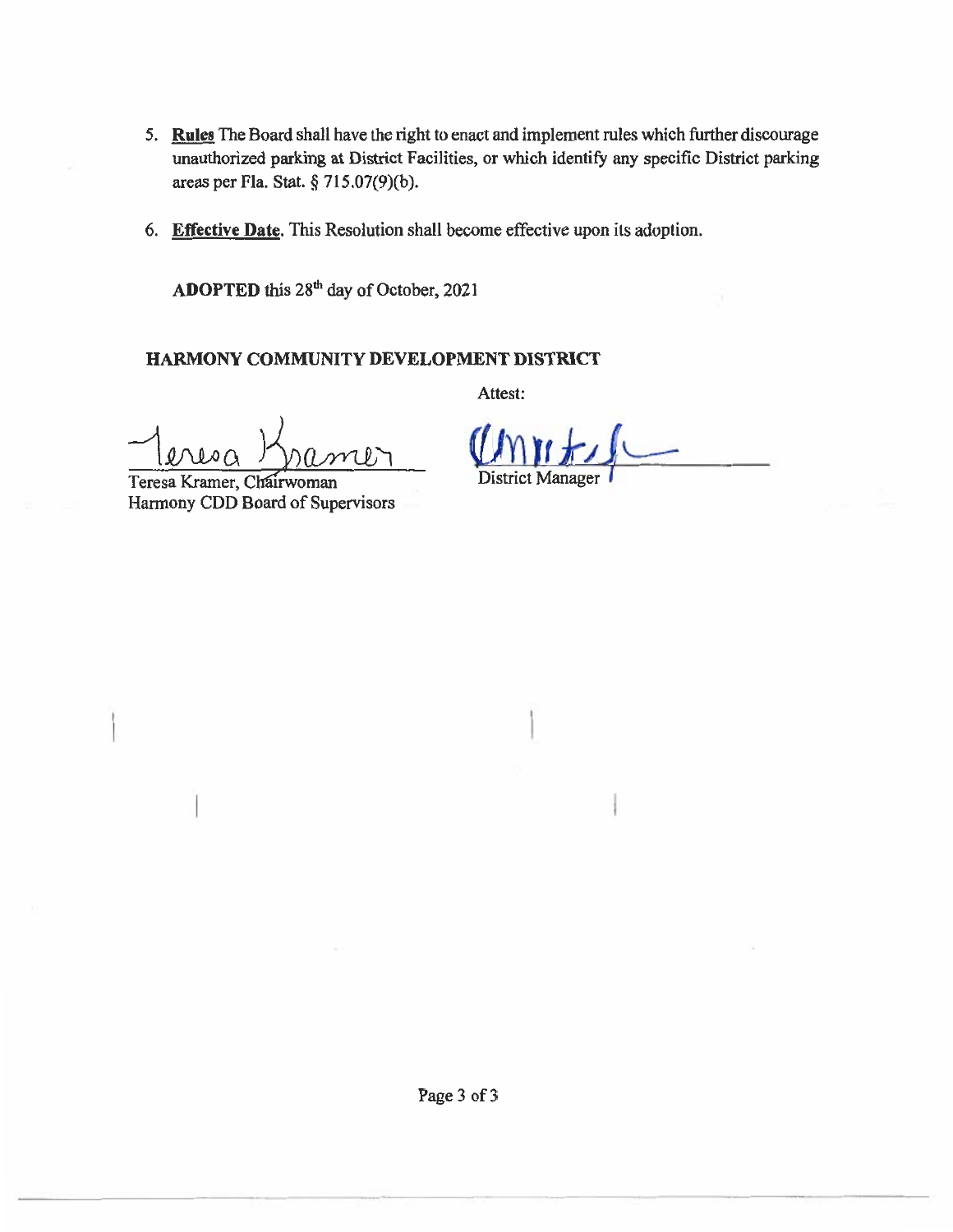5. **Rules** The Board shall have the right to enact and implement rules which further discourage unauthorized parking at District Facilities, or which identify any specific District parking areas per Fla. Stat. § 715.07(9)(b).

6. **Effective Date**. This Resolution shall become effective upon its adoption.

**ADOPTED** this 28th day of October, 2021

**HARMONY COMMUNITY DEVELOPMENT DISTRICT**

Attest:

Teresa Kramer, Chairwoman
Harmony CDD Board of Supervisors

District Manager